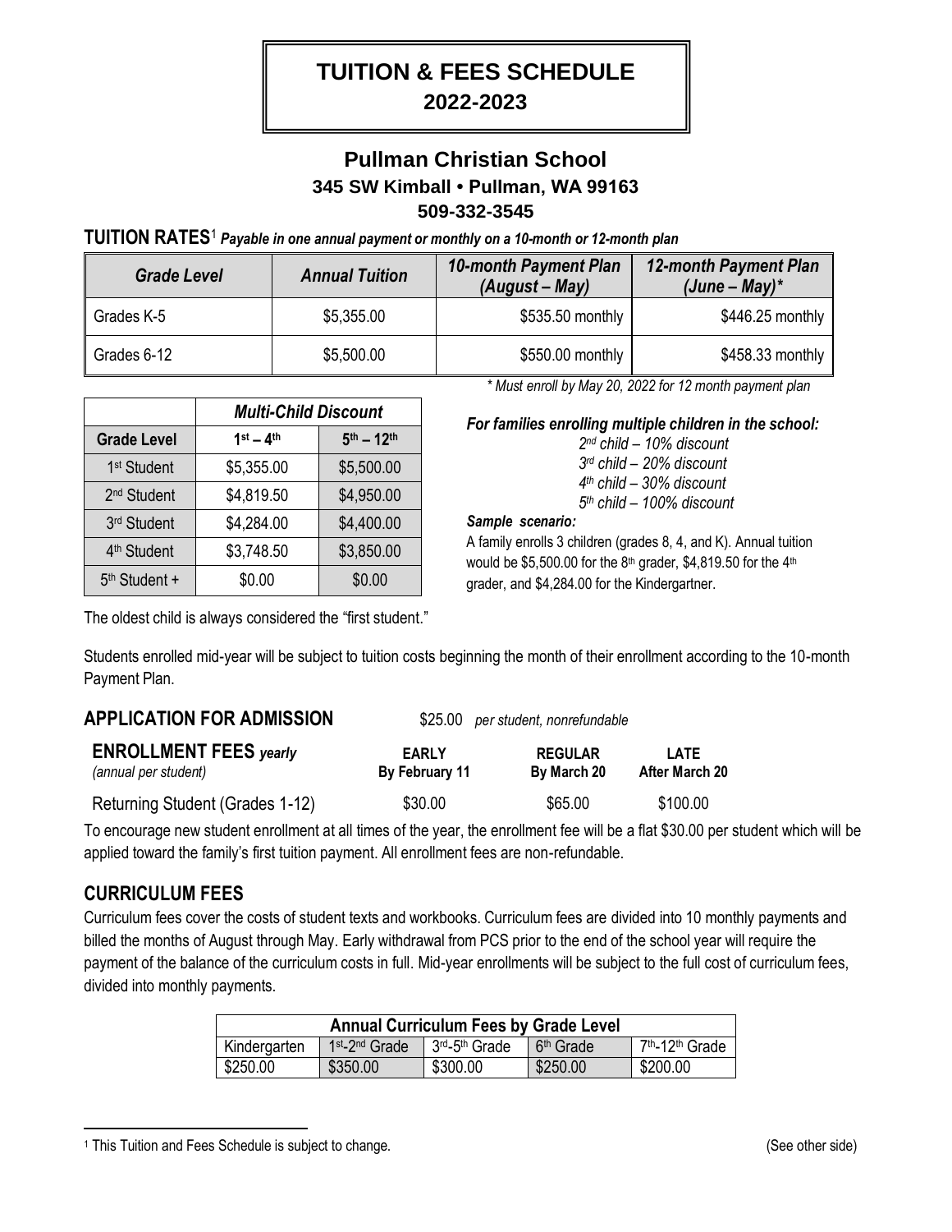# TUITION & FEES SCHEDULE
## 2022-2023

## Pullman Christian School
### 345 SW Kimball • Pullman, WA 99163
### 509-332-3545

## TUITION RATES[1] *Payable in one annual payment or monthly on a 10-month or 12-month plan*

| *Grade Level* | *Annual Tuition* | *10-month Payment Plan (August – May)* | *12-month Payment Plan (June – May)\** |
|---|---|---|---|
| Grades K-5 | \$5,355.00 | \$535.50 monthly | \$446.25 monthly |
| Grades 6-12 | \$5,500.00 | \$550.00 monthly | \$458.33 monthly |

*\* Must enroll by May 20, 2022 for 12 month payment plan*

| | *Multi-Child Discount* | |
|---|---|---|
| **Grade Level** | **1st – 4th** | **5th – 12th** |
| 1st Student | \$5,355.00 | \$5,500.00 |
| 2nd Student | \$4,819.50 | \$4,950.00 |
| 3rd Student | \$4,284.00 | \$4,400.00 |
| 4th Student | \$3,748.50 | \$3,850.00 |
| 5th Student + | \$0.00 | \$0.00 |

***For families enrolling multiple children in the school:***

*2nd child – 10% discount*
*3rd child – 20% discount*
*4th child – 30% discount*
*5th child – 100% discount*

***Sample scenario:***

A family enrolls 3 children (grades 8, 4, and K). Annual tuition would be \$5,500.00 for the 8th grader, \$4,819.50 for the 4th grader, and \$4,284.00 for the Kindergartner.

The oldest child is always considered the "first student."

Students enrolled mid-year will be subject to tuition costs beginning the month of their enrollment according to the 10-month Payment Plan.

## APPLICATION FOR ADMISSION

\$25.00 *per student, nonrefundable*

| **ENROLLMENT FEES** ***yearly*** *(annual per student)* | **EARLY By February 11** | **REGULAR By March 20** | **LATE After March 20** |
|---|---|---|---|
| Returning Student (Grades 1-12) | \$30.00 | \$65.00 | \$100.00 |

To encourage new student enrollment at all times of the year, the enrollment fee will be a flat \$30.00 per student which will be applied toward the family's first tuition payment. All enrollment fees are non-refundable.

## CURRICULUM FEES

Curriculum fees cover the costs of student texts and workbooks. Curriculum fees are divided into 10 monthly payments and billed the months of August through May. Early withdrawal from PCS prior to the end of the school year will require the payment of the balance of the curriculum costs in full. Mid-year enrollments will be subject to the full cost of curriculum fees, divided into monthly payments.

| **Annual Curriculum Fees by Grade Level** | | | | |
|---|---|---|---|---|
| Kindergarten | 1st-2nd Grade | 3rd-5th Grade | 6th Grade | 7th-12th Grade |
| \$250.00 | \$350.00 | \$300.00 | \$250.00 | \$200.00 |

[1] This Tuition and Fees Schedule is subject to change.

(See other side)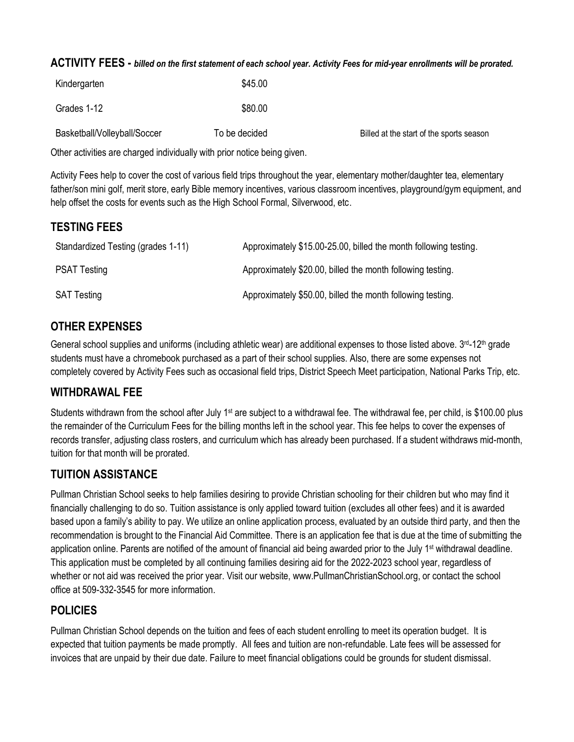## ACTIVITY FEES - *billed on the first statement of each school year. Activity Fees for mid-year enrollments will be prorated.*

| | | |
|---|---|---|
| Kindergarten | \$45.00 | |
| Grades 1-12 | \$80.00 | |
| Basketball/Volleyball/Soccer | To be decided | Billed at the start of the sports season |

Other activities are charged individually with prior notice being given.

Activity Fees help to cover the cost of various field trips throughout the year, elementary mother/daughter tea, elementary father/son mini golf, merit store, early Bible memory incentives, various classroom incentives, playground/gym equipment, and help offset the costs for events such as the High School Formal, Silverwood, etc.

## TESTING FEES

| | |
|---|---|
| Standardized Testing (grades 1-11) | Approximately \$15.00-25.00, billed the month following testing. |
| PSAT Testing | Approximately \$20.00, billed the month following testing. |
| SAT Testing | Approximately \$50.00, billed the month following testing. |

## OTHER EXPENSES

General school supplies and uniforms (including athletic wear) are additional expenses to those listed above. 3rd-12th grade students must have a chromebook purchased as a part of their school supplies. Also, there are some expenses not completely covered by Activity Fees such as occasional field trips, District Speech Meet participation, National Parks Trip, etc.

## WITHDRAWAL FEE

Students withdrawn from the school after July 1st are subject to a withdrawal fee. The withdrawal fee, per child, is \$100.00 plus the remainder of the Curriculum Fees for the billing months left in the school year. This fee helps to cover the expenses of records transfer, adjusting class rosters, and curriculum which has already been purchased. If a student withdraws mid-month, tuition for that month will be prorated.

## TUITION ASSISTANCE

Pullman Christian School seeks to help families desiring to provide Christian schooling for their children but who may find it financially challenging to do so. Tuition assistance is only applied toward tuition (excludes all other fees) and it is awarded based upon a family's ability to pay. We utilize an online application process, evaluated by an outside third party, and then the recommendation is brought to the Financial Aid Committee. There is an application fee that is due at the time of submitting the application online. Parents are notified of the amount of financial aid being awarded prior to the July 1st withdrawal deadline. This application must be completed by all continuing families desiring aid for the 2022-2023 school year, regardless of whether or not aid was received the prior year. Visit our website, www.PullmanChristianSchool.org, or contact the school office at 509-332-3545 for more information.

## POLICIES

Pullman Christian School depends on the tuition and fees of each student enrolling to meet its operation budget. It is expected that tuition payments be made promptly. All fees and tuition are non-refundable. Late fees will be assessed for invoices that are unpaid by their due date. Failure to meet financial obligations could be grounds for student dismissal.